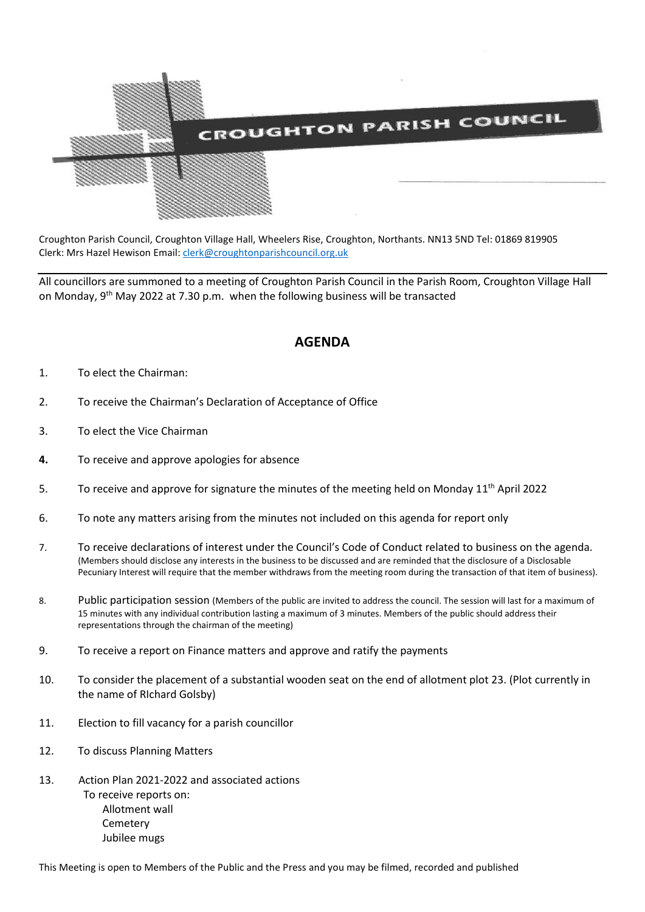# CROUGHTON PARISH COUNCIL

Croughton Parish Council, Croughton Village Hall, Wheelers Rise, Croughton, Northants. NN13 5ND Tel: 01869 819905
Clerk: Mrs Hazel Hewison Email: clerk@croughtonparishcouncil.org.uk

All councillors are summoned to a meeting of Croughton Parish Council in the Parish Room, Croughton Village Hall on Monday, 9th May 2022 at 7.30 p.m. when the following business will be transacted

## AGENDA

1. To elect the Chairman:
2. To receive the Chairman's Declaration of Acceptance of Office
3. To elect the Vice Chairman
4. To receive and approve apologies for absence
5. To receive and approve for signature the minutes of the meeting held on Monday 11th April 2022
6. To note any matters arising from the minutes not included on this agenda for report only
7. To receive declarations of interest under the Council's Code of Conduct related to business on the agenda. (Members should disclose any interests in the business to be discussed and are reminded that the disclosure of a Disclosable Pecuniary Interest will require that the member withdraws from the meeting room during the transaction of that item of business).
8. Public participation session (Members of the public are invited to address the council. The session will last for a maximum of 15 minutes with any individual contribution lasting a maximum of 3 minutes. Members of the public should address their representations through the chairman of the meeting)
9. To receive a report on Finance matters and approve and ratify the payments
10. To consider the placement of a substantial wooden seat on the end of allotment plot 23. (Plot currently in the name of RIchard Golsby)
11. Election to fill vacancy for a parish councillor
12. To discuss Planning Matters
13. Action Plan 2021-2022 and associated actions
    To receive reports on:
    - Allotment wall
    - Cemetery
    - Jubilee mugs

This Meeting is open to Members of the Public and the Press and you may be filmed, recorded and published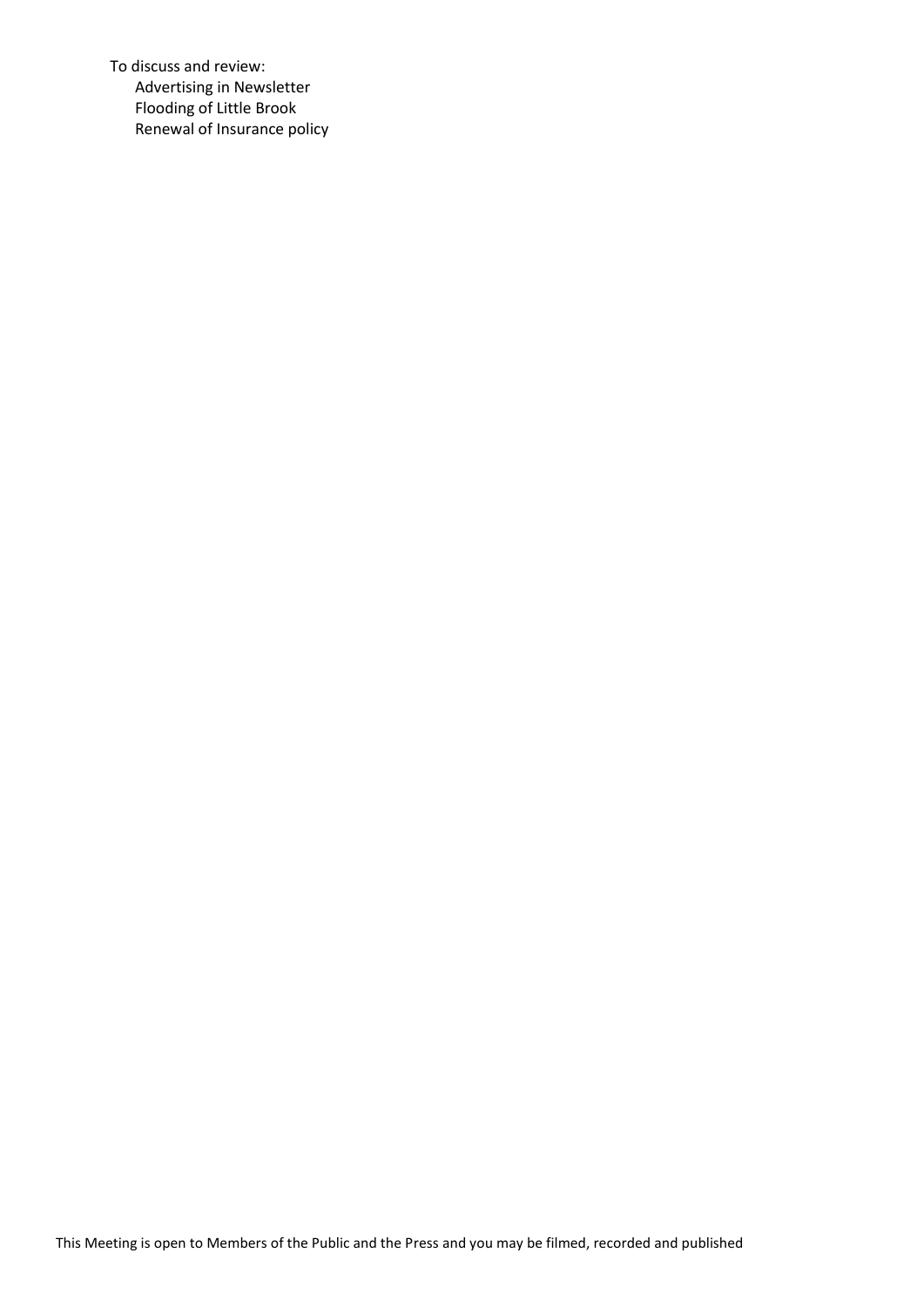To discuss and review:

- Advertising in Newsletter
- Flooding of Little Brook
- Renewal of Insurance policy

This Meeting is open to Members of the Public and the Press and you may be filmed, recorded and published